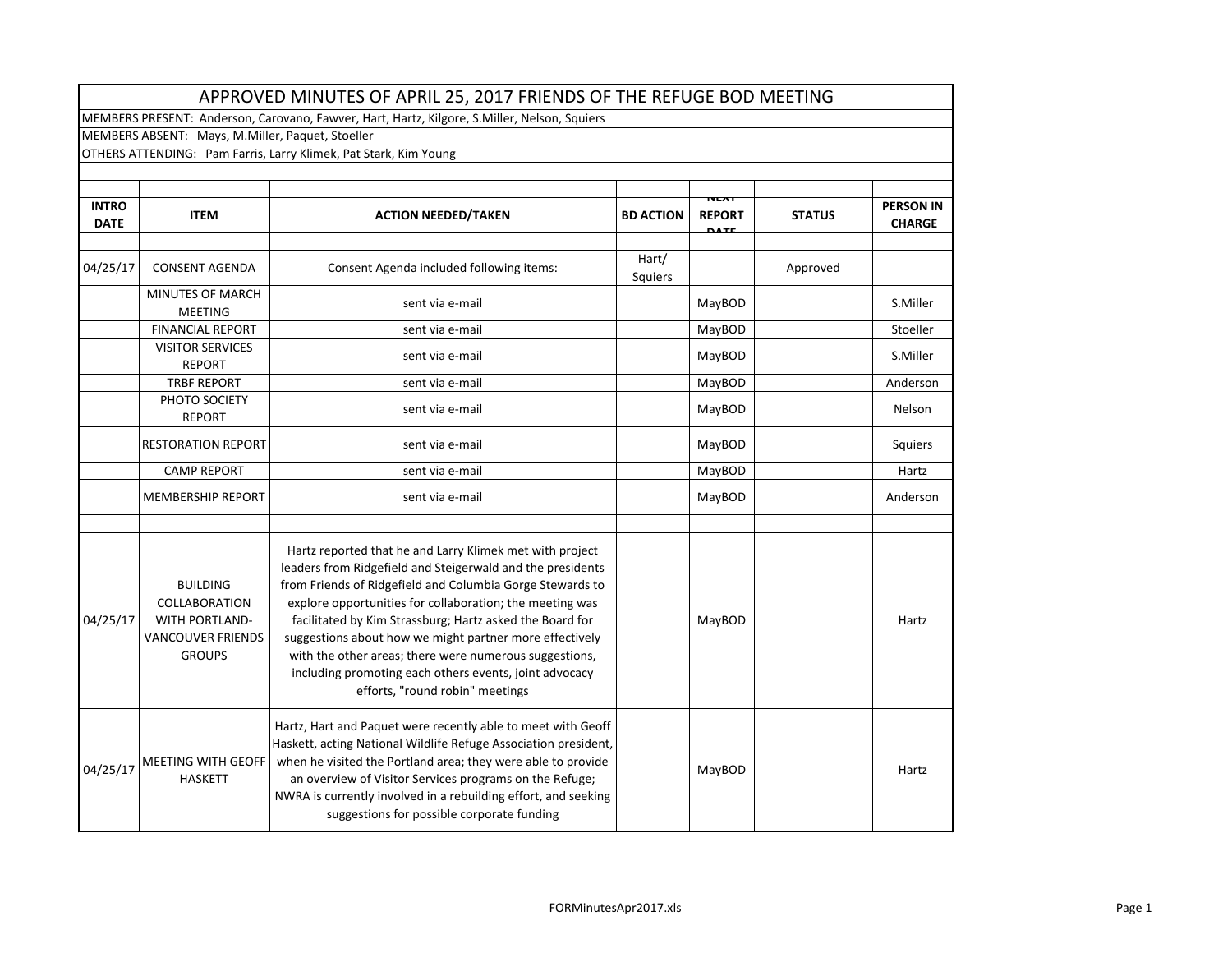# APPROVED MINUTES OF APRIL 25, 2017 FRIENDS OF THE REFUGE BOD MEETING

MEMBERS PRESENT: Anderson, Carovano, Fawver, Hart, Hartz, Kilgore, S.Miller, Nelson, Squiers

MEMBERS ABSENT: Mays, M.Miller, Paquet, Stoeller

OTHERS ATTENDING: Pam Farris, Larry Klimek, Pat Stark, Kim Young

| INTRO DATE | ITEM | ACTION NEEDED/TAKEN | BD ACTION | NEXT REPORT DATE | STATUS | PERSON IN CHARGE |
|---|---|---|---|---|---|---|
| 04/25/17 | CONSENT AGENDA | Consent Agenda included following items: | Hart/ Squiers | | Approved | |
| | MINUTES OF MARCH MEETING | sent via e-mail | | MayBOD | | S.Miller |
| | FINANCIAL REPORT | sent via e-mail | | MayBOD | | Stoeller |
| | VISITOR SERVICES REPORT | sent via e-mail | | MayBOD | | S.Miller |
| | TRBF REPORT | sent via e-mail | | MayBOD | | Anderson |
| | PHOTO SOCIETY REPORT | sent via e-mail | | MayBOD | | Nelson |
| | RESTORATION REPORT | sent via e-mail | | MayBOD | | Squiers |
| | CAMP REPORT | sent via e-mail | | MayBOD | | Hartz |
| | MEMBERSHIP REPORT | sent via e-mail | | MayBOD | | Anderson |
| | | | | | | |
| 04/25/17 | BUILDING COLLABORATION WITH PORTLAND-VANCOUVER FRIENDS GROUPS | Hartz reported that he and Larry Klimek met with project leaders from Ridgefield and Steigerwald and the presidents from Friends of Ridgefield and Columbia Gorge Stewards to explore opportunities for collaboration; the meeting was facilitated by Kim Strassburg; Hartz asked the Board for suggestions about how we might partner more effectively with the other areas; there were numerous suggestions, including promoting each others events, joint advocacy efforts, "round robin" meetings | | MayBOD | | Hartz |
| 04/25/17 | MEETING WITH GEOFF HASKETT | Hartz, Hart and Paquet were recently able to meet with Geoff Haskett, acting National Wildlife Refuge Association president, when he visited the Portland area; they were able to provide an overview of Visitor Services programs on the Refuge; NWRA is currently involved in a rebuilding effort, and seeking suggestions for possible corporate funding | | MayBOD | | Hartz |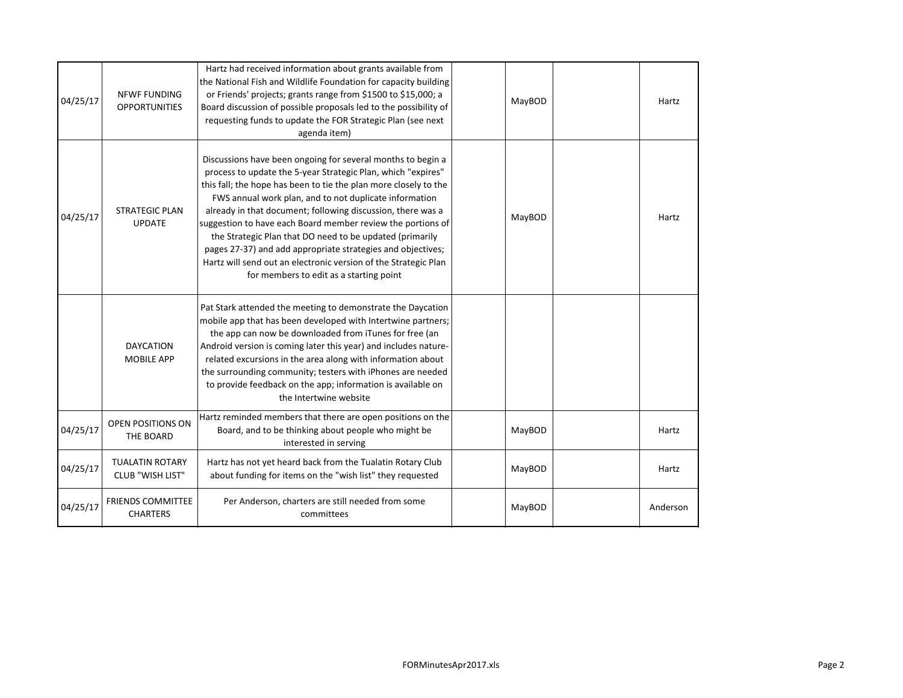| | | | | | | |
|---|---|---|---|---|---|---|
| 04/25/17 | NFWF FUNDING OPPORTUNITIES | Hartz had received information about grants available from the National Fish and Wildlife Foundation for capacity building or Friends' projects; grants range from $1500 to $15,000; a Board discussion of possible proposals led to the possibility of requesting funds to update the FOR Strategic Plan (see next agenda item) | | MayBOD | | Hartz |
| 04/25/17 | STRATEGIC PLAN UPDATE | Discussions have been ongoing for several months to begin a process to update the 5-year Strategic Plan, which "expires" this fall; the hope has been to tie the plan more closely to the FWS annual work plan, and to not duplicate information already in that document; following discussion, there was a suggestion to have each Board member review the portions of the Strategic Plan that DO need to be updated (primarily pages 27-37) and add appropriate strategies and objectives; Hartz will send out an electronic version of the Strategic Plan for members to edit as a starting point | | MayBOD | | Hartz |
| | DAYCATION MOBILE APP | Pat Stark attended the meeting to demonstrate the Daycation mobile app that has been developed with Intertwine partners; the app can now be downloaded from iTunes for free (an Android version is coming later this year) and includes nature-related excursions in the area along with information about the surrounding community; testers with iPhones are needed to provide feedback on the app; information is available on the Intertwine website | | | | |
| 04/25/17 | OPEN POSITIONS ON THE BOARD | Hartz reminded members that there are open positions on the Board, and to be thinking about people who might be interested in serving | | MayBOD | | Hartz |
| 04/25/17 | TUALATIN ROTARY CLUB "WISH LIST" | Hartz has not yet heard back from the Tualatin Rotary Club about funding for items on the "wish list" they requested | | MayBOD | | Hartz |
| 04/25/17 | FRIENDS COMMITTEE CHARTERS | Per Anderson, charters are still needed from some committees | | MayBOD | | Anderson |

FORMinutesApr2017.xls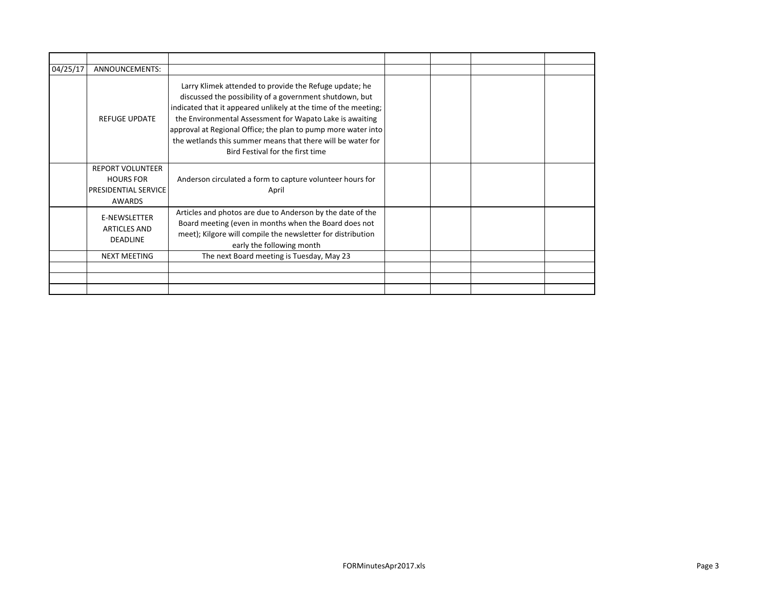| | | | | | | |
|---|---|---|---|---|---|---|
| | | | | | | |
| 04/25/17 | ANNOUNCEMENTS: | | | | | |
| | REFUGE UPDATE | Larry Klimek attended to provide the Refuge update; he discussed the possibility of a government shutdown, but indicated that it appeared unlikely at the time of the meeting; the Environmental Assessment for Wapato Lake is awaiting approval at Regional Office; the plan to pump more water into the wetlands this summer means that there will be water for Bird Festival for the first time | | | | |
| | REPORT VOLUNTEER HOURS FOR PRESIDENTIAL SERVICE AWARDS | Anderson circulated a form to capture volunteer hours for April | | | | |
| | E-NEWSLETTER ARTICLES AND DEADLINE | Articles and photos are due to Anderson by the date of the Board meeting (even in months when the Board does not meet); Kilgore will compile the newsletter for distribution early the following month | | | | |
| | NEXT MEETING | The next Board meeting is Tuesday, May 23 | | | | |
| | | | | | | |
| | | | | | | |
| | | | | | | |